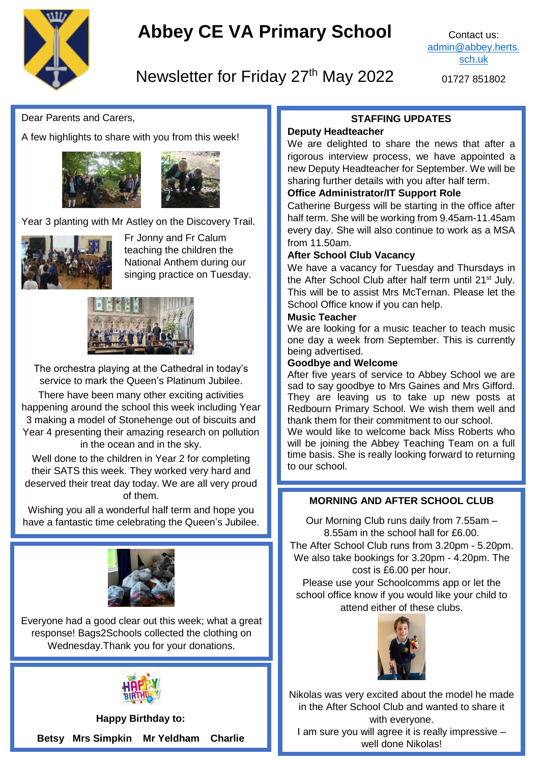# Abbey CE VA Primary School

## Newsletter for Friday 27th May 2022

Contact us: admin@abbey.herts.sch.uk

01727 851802

Dear Parents and Carers,

A few highlights to share with you from this week!

Year 3 planting with Mr Astley on the Discovery Trail.

Fr Jonny and Fr Calum teaching the children the National Anthem during our singing practice on Tuesday.

The orchestra playing at the Cathedral in today's service to mark the Queen's Platinum Jubilee.

There have been many other exciting activities happening around the school this week including Year 3 making a model of Stonehenge out of biscuits and Year 4 presenting their amazing research on pollution in the ocean and in the sky.

Well done to the children in Year 2 for completing their SATS this week. They worked very hard and deserved their treat day today. We are all very proud of them.

Wishing you all a wonderful half term and hope you have a fantastic time celebrating the Queen's Jubilee.

Everyone had a good clear out this week; what a great response! Bags2Schools collected the clothing on Wednesday. Thank you for your donations.

**Happy Birthday to:**

**Betsy   Mrs Simpkin   Mr Yeldham   Charlie**

### STAFFING UPDATES

**Deputy Headteacher**

We are delighted to share the news that after a rigorous interview process, we have appointed a new Deputy Headteacher for September. We will be sharing further details with you after half term.

**Office Administrator/IT Support Role**

Catherine Burgess will be starting in the office after half term. She will be working from 9.45am-11.45am every day. She will also continue to work as a MSA from 11.50am.

**After School Club Vacancy**

We have a vacancy for Tuesday and Thursdays in the After School Club after half term until 21st July. This will be to assist Mrs McTernan. Please let the School Office know if you can help.

**Music Teacher**

We are looking for a music teacher to teach music one day a week from September. This is currently being advertised.

**Goodbye and Welcome**

After five years of service to Abbey School we are sad to say goodbye to Mrs Gaines and Mrs Gifford. They are leaving us to take up new posts at Redbourn Primary School. We wish them well and thank them for their commitment to our school.

We would like to welcome back Miss Roberts who will be joining the Abbey Teaching Team on a full time basis. She is really looking forward to returning to our school.

### MORNING AND AFTER SCHOOL CLUB

Our Morning Club runs daily from 7.55am – 8.55am in the school hall for £6.00.

The After School Club runs from 3.20pm - 5.20pm. We also take bookings for 3.20pm - 4.20pm. The cost is £6.00 per hour.

Please use your Schoolcomms app or let the school office know if you would like your child to attend either of these clubs.

Nikolas was very excited about the model he made in the After School Club and wanted to share it with everyone.

I am sure you will agree it is really impressive – well done Nikolas!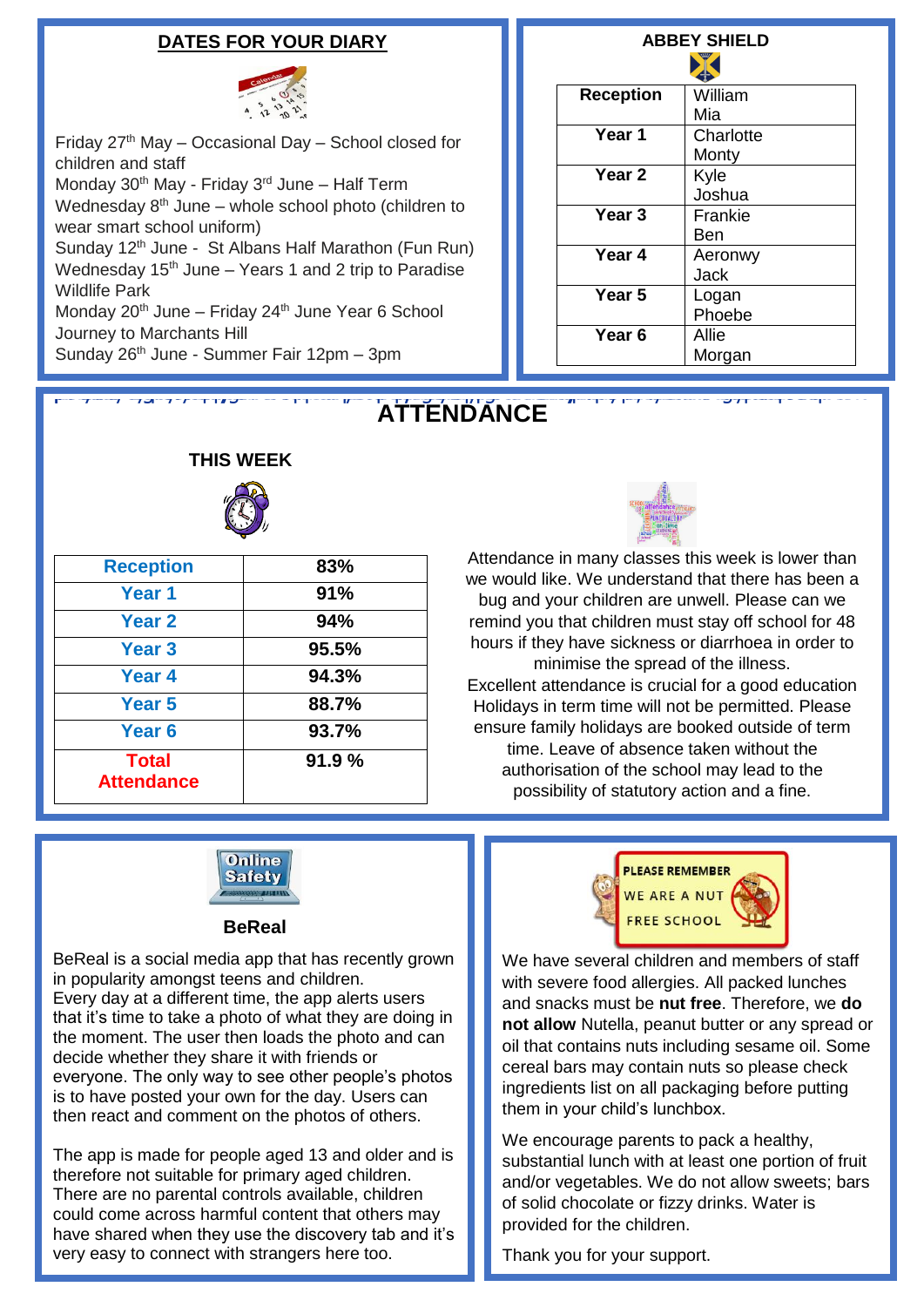## DATES FOR YOUR DIARY

Friday 27th May – Occasional Day – School closed for children and staff
Monday 30th May - Friday 3rd June – Half Term
Wednesday 8th June – whole school photo (children to wear smart school uniform)
Sunday 12th June - St Albans Half Marathon (Fun Run)
Wednesday 15th June – Years 1 and 2 trip to Paradise Wildlife Park
Monday 20th June – Friday 24th June Year 6 School Journey to Marchants Hill
Sunday 26th June - Summer Fair 12pm – 3pm

## ABBEY SHIELD

| | |
|---|---|
| **Reception** | William<br>Mia |
| **Year 1** | Charlotte<br>Monty |
| **Year 2** | Kyle<br>Joshua |
| **Year 3** | Frankie<br>Ben |
| **Year 4** | Aeronwy<br>Jack |
| **Year 5** | Logan<br>Phoebe |
| **Year 6** | Allie<br>Morgan |

## ATTENDANCE

### THIS WEEK

| | |
|---|---|
| **Reception** | **83%** |
| **Year 1** | **91%** |
| **Year 2** | **94%** |
| **Year 3** | **95.5%** |
| **Year 4** | **94.3%** |
| **Year 5** | **88.7%** |
| **Year 6** | **93.7%** |
| **Total Attendance** | **91.9 %** |

Attendance in many classes this week is lower than we would like. We understand that there has been a bug and your children are unwell. Please can we remind you that children must stay off school for 48 hours if they have sickness or diarrhoea in order to minimise the spread of the illness.
Excellent attendance is crucial for a good education Holidays in term time will not be permitted. Please ensure family holidays are booked outside of term time. Leave of absence taken without the authorisation of the school may lead to the possibility of statutory action and a fine.

## Online Safety

### BeReal

BeReal is a social media app that has recently grown in popularity amongst teens and children.
Every day at a different time, the app alerts users that it's time to take a photo of what they are doing in the moment. The user then loads the photo and can decide whether they share it with friends or everyone. The only way to see other people's photos is to have posted your own for the day. Users can then react and comment on the photos of others.

The app is made for people aged 13 and older and is therefore not suitable for primary aged children. There are no parental controls available, children could come across harmful content that others may have shared when they use the discovery tab and it's very easy to connect with strangers here too.

## PLEASE REMEMBER WE ARE A NUT FREE SCHOOL

We have several children and members of staff with severe food allergies. All packed lunches and snacks must be **nut free**. Therefore, we **do not allow** Nutella, peanut butter or any spread or oil that contains nuts including sesame oil. Some cereal bars may contain nuts so please check ingredients list on all packaging before putting them in your child's lunchbox.

We encourage parents to pack a healthy, substantial lunch with at least one portion of fruit and/or vegetables. We do not allow sweets; bars of solid chocolate or fizzy drinks. Water is provided for the children.

Thank you for your support.